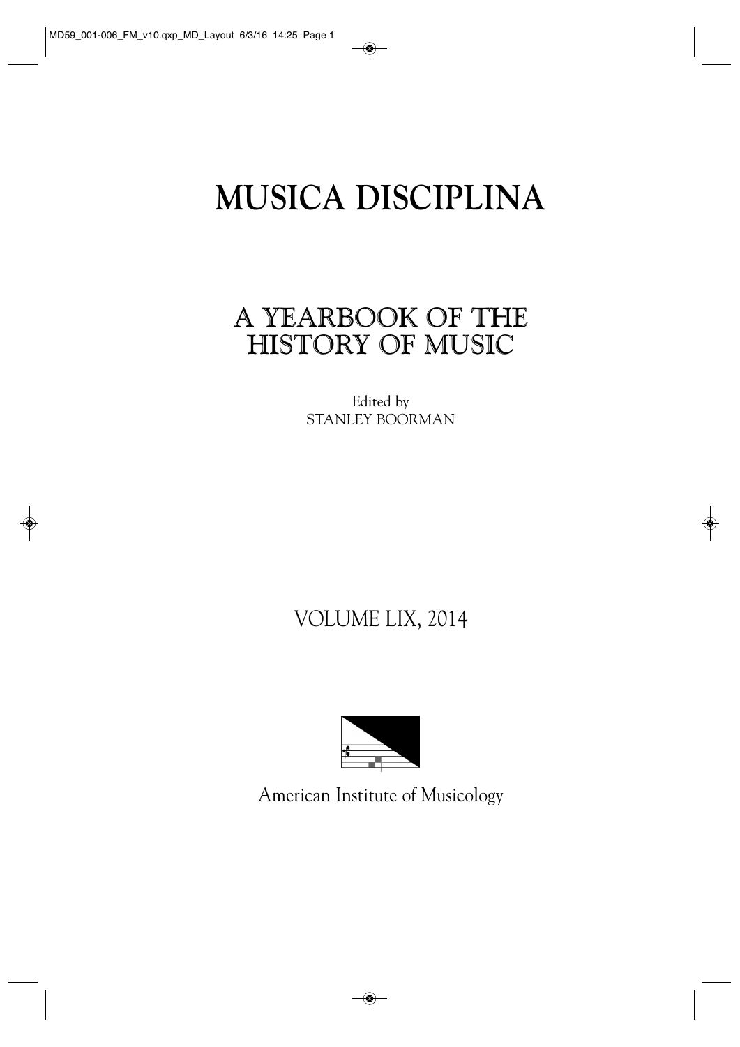# MUSICA DISCIPLINA

## A YEARBOOK OF THE HISTORY OF MUSIC

Edited by
STANLEY BOORMAN

VOLUME LIX, 2014

American Institute of Musicology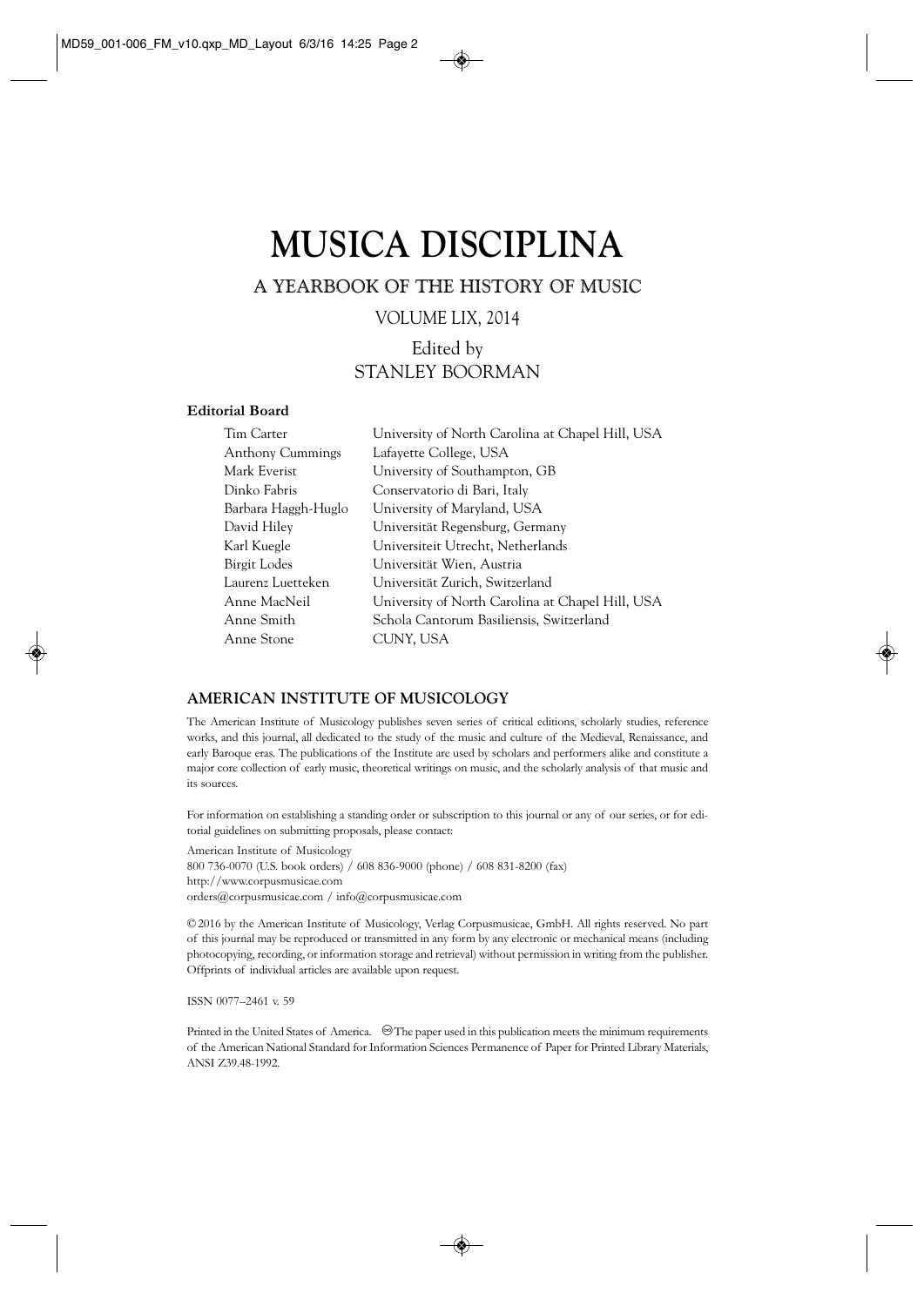# MUSICA DISCIPLINA

## A YEARBOOK OF THE HISTORY OF MUSIC

VOLUME LIX, 2014

Edited by
STANLEY BOORMAN

**Editorial Board**

| | |
|---|---|
| Tim Carter | University of North Carolina at Chapel Hill, USA |
| Anthony Cummings | Lafayette College, USA |
| Mark Everist | University of Southampton, GB |
| Dinko Fabris | Conservatorio di Bari, Italy |
| Barbara Haggh-Huglo | University of Maryland, USA |
| David Hiley | Universität Regensburg, Germany |
| Karl Kuegle | Universiteit Utrecht, Netherlands |
| Birgit Lodes | Universität Wien, Austria |
| Laurenz Luetteken | Universität Zurich, Switzerland |
| Anne MacNeil | University of North Carolina at Chapel Hill, USA |
| Anne Smith | Schola Cantorum Basiliensis, Switzerland |
| Anne Stone | CUNY, USA |

### AMERICAN INSTITUTE OF MUSICOLOGY

The American Institute of Musicology publishes seven series of critical editions, scholarly studies, reference works, and this journal, all dedicated to the study of the music and culture of the Medieval, Renaissance, and early Baroque eras. The publications of the Institute are used by scholars and performers alike and constitute a major core collection of early music, theoretical writings on music, and the scholarly analysis of that music and its sources.

For information on establishing a standing order or subscription to this journal or any of our series, or for editorial guidelines on submitting proposals, please contact:

American Institute of Musicology
800 736-0070 (U.S. book orders) / 608 836-9000 (phone) / 608 831-8200 (fax)
http://www.corpusmusicae.com
orders@corpusmusicae.com / info@corpusmusicae.com

© 2016 by the American Institute of Musicology, Verlag Corpusmusicae, GmbH. All rights reserved. No part of this journal may be reproduced or transmitted in any form by any electronic or mechanical means (including photocopying, recording, or information storage and retrieval) without permission in writing from the publisher. Offprints of individual articles are available upon request.

ISSN 0077–2461 v. 59

Printed in the United States of America. ♾ The paper used in this publication meets the minimum requirements of the American National Standard for Information Sciences Permanence of Paper for Printed Library Materials, ANSI Z39.48-1992.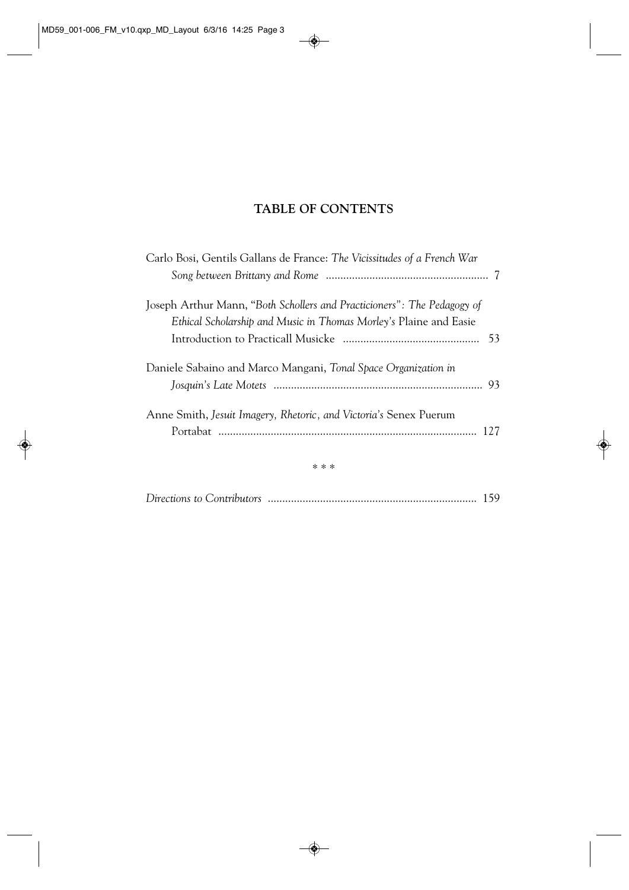## TABLE OF CONTENTS

Carlo Bosi, Gentils Gallans de France: *The Vicissitudes of a French War Song between Brittany and Rome* ........ 7

Joseph Arthur Mann, "*Both Schollers and Practicioners": The Pedagogy of Ethical Scholarship and Music in Thomas Morley's* Plaine and Easie Introduction to Practicall Musicke ........ 53

Daniele Sabaino and Marco Mangani, *Tonal Space Organization in Josquin's Late Motets* ........ 93

Anne Smith, *Jesuit Imagery, Rhetoric, and Victoria's* Senex Puerum Portabat ........ 127

\* \* \*

*Directions to Contributors* ........ 159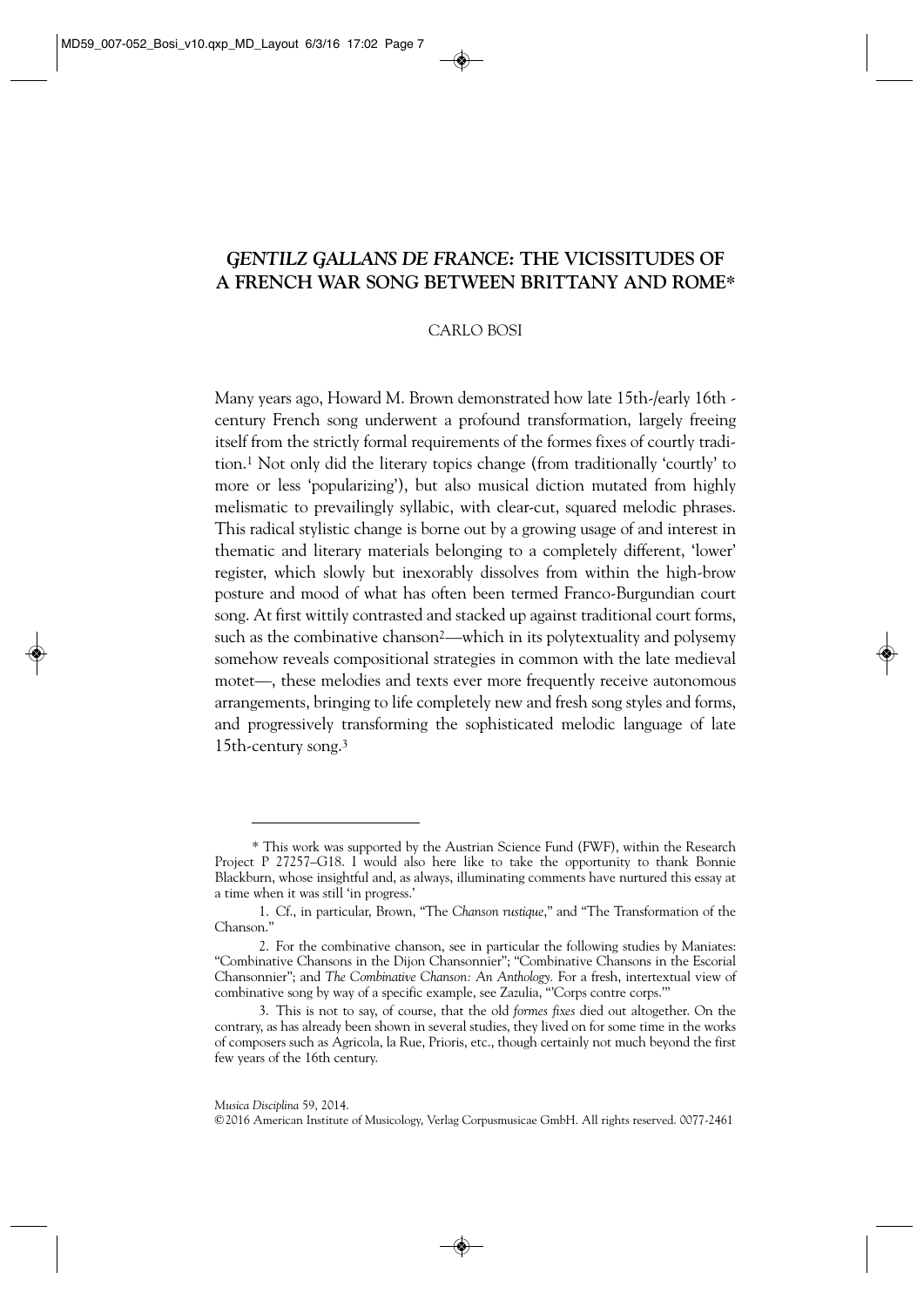# *GENTILZ GALLANS DE FRANCE*: THE VICISSITUDES OF A FRENCH WAR SONG BETWEEN BRITTANY AND ROME*

CARLO BOSI

Many years ago, Howard M. Brown demonstrated how late 15th-/early 16th-century French song underwent a profound transformation, largely freeing itself from the strictly formal requirements of the formes fixes of courtly tradition.[1] Not only did the literary topics change (from traditionally 'courtly' to more or less 'popularizing'), but also musical diction mutated from highly melismatic to prevailingly syllabic, with clear-cut, squared melodic phrases. This radical stylistic change is borne out by a growing usage of and interest in thematic and literary materials belonging to a completely different, 'lower' register, which slowly but inexorably dissolves from within the high-brow posture and mood of what has often been termed Franco-Burgundian court song. At first wittily contrasted and stacked up against traditional court forms, such as the combinative chanson[2]—which in its polytextuality and polysemy somehow reveals compositional strategies in common with the late medieval motet—, these melodies and texts ever more frequently receive autonomous arrangements, bringing to life completely new and fresh song styles and forms, and progressively transforming the sophisticated melodic language of late 15th-century song.[3]

---

\* This work was supported by the Austrian Science Fund (FWF), within the Research Project P 27257–G18. I would also here like to take the opportunity to thank Bonnie Blackburn, whose insightful and, as always, illuminating comments have nurtured this essay at a time when it was still 'in progress.'

1. Cf., in particular, Brown, "The *Chanson rustique*," and "The Transformation of the Chanson."

2. For the combinative chanson, see in particular the following studies by Maniates: "Combinative Chansons in the Dijon Chansonnier"; "Combinative Chansons in the Escorial Chansonnier"; and *The Combinative Chanson: An Anthology.* For a fresh, intertextual view of combinative song by way of a specific example, see Zazulia, "'Corps contre corps.'"

3. This is not to say, of course, that the old *formes fixes* died out altogether. On the contrary, as has already been shown in several studies, they lived on for some time in the works of composers such as Agricola, la Rue, Prioris, etc., though certainly not much beyond the first few years of the 16th century.

*Musica Disciplina* 59, 2014.
©2016 American Institute of Musicology, Verlag Corpusmusicae GmbH. All rights reserved. 0077-2461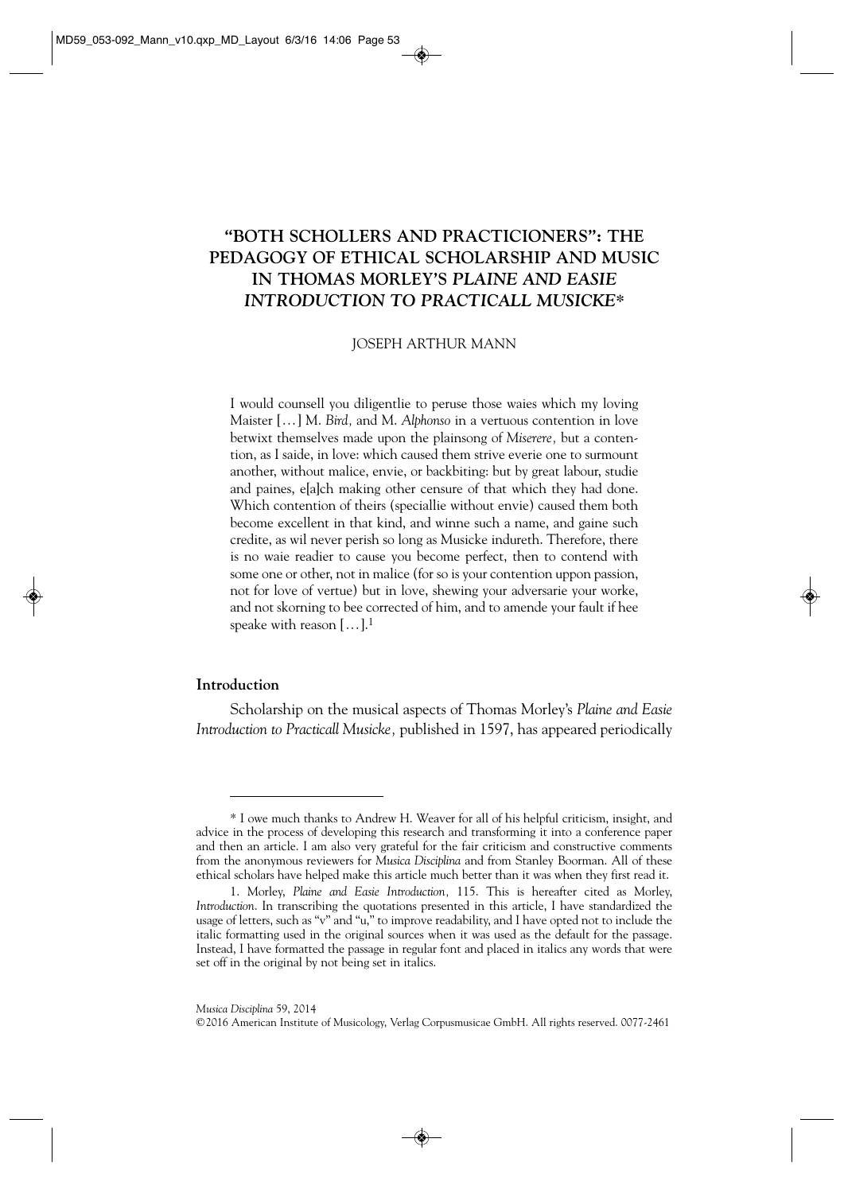# "BOTH SCHOLLERS AND PRACTICIONERS": THE PEDAGOGY OF ETHICAL SCHOLARSHIP AND MUSIC IN THOMAS MORLEY'S *PLAINE AND EASIE INTRODUCTION TO PRACTICALL MUSICKE*\*

JOSEPH ARTHUR MANN

> I would counsell you diligentlie to peruse those waies which my loving Maister […] M. *Bird,* and M. *Alphonso* in a vertuous contention in love betwixt themselves made upon the plainsong of *Miserere,* but a contention, as I saide, in love: which caused them strive everie one to surmount another, without malice, envie, or backbiting: but by great labour, studie and paines, e[a]ch making other censure of that which they had done. Which contention of theirs (speciallie without envie) caused them both become excellent in that kind, and winne such a name, and gaine such credite, as wil never perish so long as Musicke indureth. Therefore, there is no waie readier to cause you become perfect, then to contend with some one or other, not in malice (for so is your contention uppon passion, not for love of vertue) but in love, shewing your adversarie your worke, and not skorning to bee corrected of him, and to amende your fault if hee speake with reason […].[1]

## Introduction

Scholarship on the musical aspects of Thomas Morley's *Plaine and Easie Introduction to Practicall Musicke,* published in 1597, has appeared periodically

---

\* I owe much thanks to Andrew H. Weaver for all of his helpful criticism, insight, and advice in the process of developing this research and transforming it into a conference paper and then an article. I am also very grateful for the fair criticism and constructive comments from the anonymous reviewers for *Musica Disciplina* and from Stanley Boorman. All of these ethical scholars have helped make this article much better than it was when they first read it.

1. Morley, *Plaine and Easie Introduction,* 115. This is hereafter cited as Morley, *Introduction*. In transcribing the quotations presented in this article, I have standardized the usage of letters, such as "v" and "u," to improve readability, and I have opted not to include the italic formatting used in the original sources when it was used as the default for the passage. Instead, I have formatted the passage in regular font and placed in italics any words that were set off in the original by not being set in italics.

*Musica Disciplina* 59, 2014

©2016 American Institute of Musicology, Verlag Corpusmusicae GmbH. All rights reserved. 0077-2461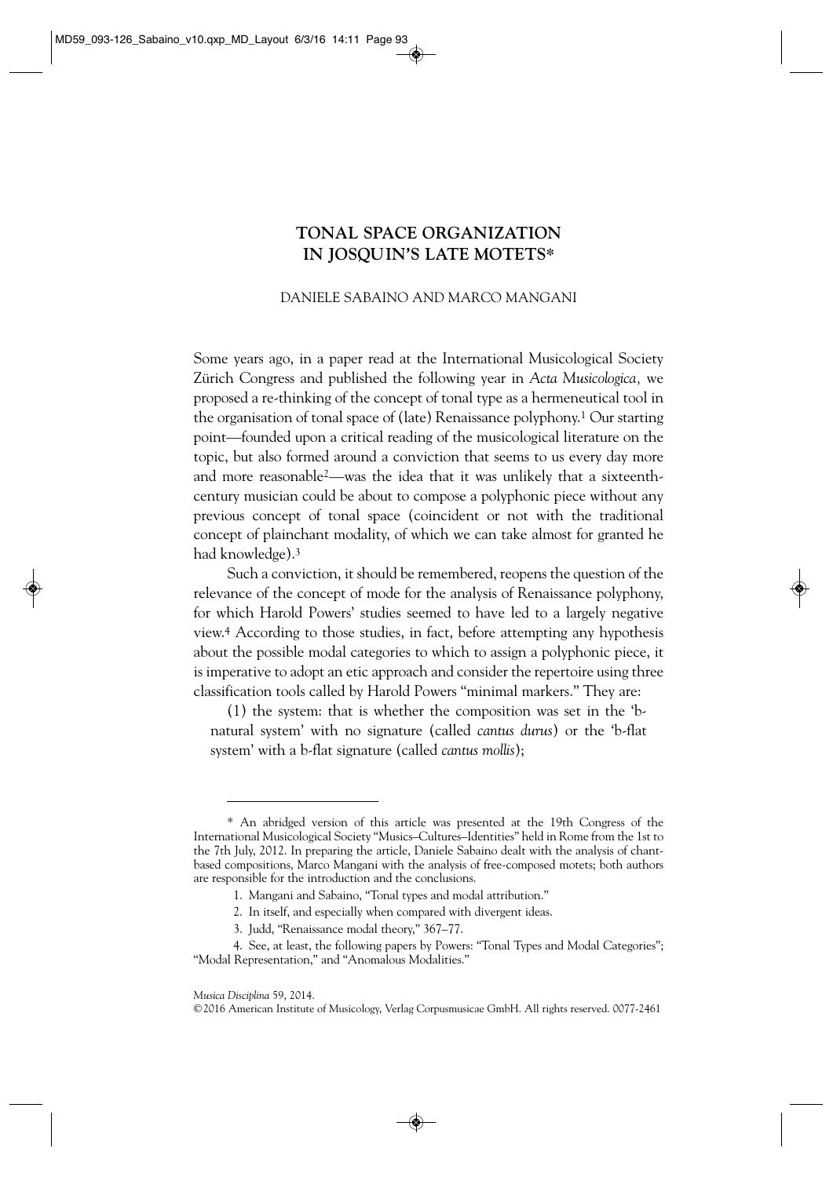# TONAL SPACE ORGANIZATION IN JOSQUIN'S LATE MOTETS*

DANIELE SABAINO AND MARCO MANGANI

Some years ago, in a paper read at the International Musicological Society Zürich Congress and published the following year in *Acta Musicologica,* we proposed a re-thinking of the concept of tonal type as a hermeneutical tool in the organisation of tonal space of (late) Renaissance polyphony.[1] Our starting point—founded upon a critical reading of the musicological literature on the topic, but also formed around a conviction that seems to us every day more and more reasonable[2]—was the idea that it was unlikely that a sixteenth-century musician could be about to compose a polyphonic piece without any previous concept of tonal space (coincident or not with the traditional concept of plainchant modality, of which we can take almost for granted he had knowledge).[3]

Such a conviction, it should be remembered, reopens the question of the relevance of the concept of mode for the analysis of Renaissance polyphony, for which Harold Powers' studies seemed to have led to a largely negative view.[4] According to those studies, in fact, before attempting any hypothesis about the possible modal categories to which to assign a polyphonic piece, it is imperative to adopt an etic approach and consider the repertoire using three classification tools called by Harold Powers "minimal markers." They are:

(1) the system: that is whether the composition was set in the 'b-natural system' with no signature (called *cantus durus*) or the 'b-flat system' with a b-flat signature (called *cantus mollis*);

---

\* An abridged version of this article was presented at the 19th Congress of the International Musicological Society "Musics–Cultures–Identities" held in Rome from the 1st to the 7th July, 2012. In preparing the article, Daniele Sabaino dealt with the analysis of chant-based compositions, Marco Mangani with the analysis of free-composed motets; both authors are responsible for the introduction and the conclusions.

1. Mangani and Sabaino, "Tonal types and modal attribution."

2. In itself, and especially when compared with divergent ideas.

3. Judd, "Renaissance modal theory," 367–77.

4. See, at least, the following papers by Powers: "Tonal Types and Modal Categories"; "Modal Representation," and "Anomalous Modalities."

*Musica Disciplina* 59, 2014.

©2016 American Institute of Musicology, Verlag Corpusmusicae GmbH. All rights reserved. 0077-2461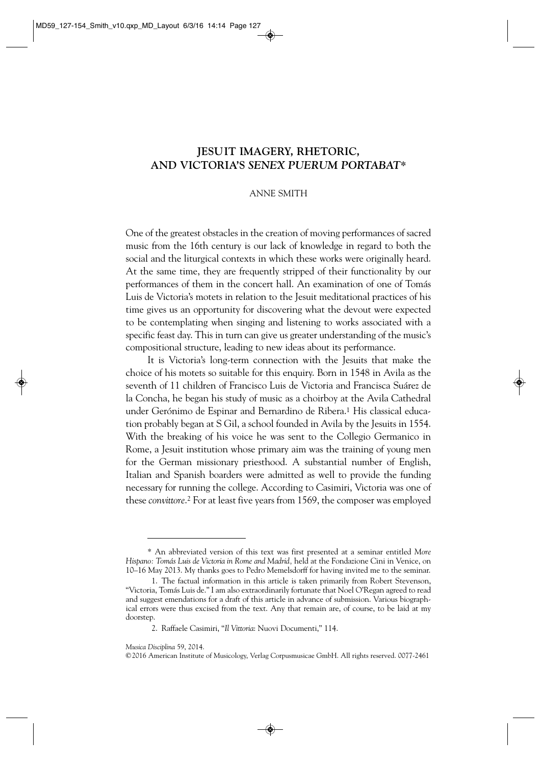# JESUIT IMAGERY, RHETORIC, AND VICTORIA'S *SENEX PUERUM PORTABAT*\*

ANNE SMITH

One of the greatest obstacles in the creation of moving performances of sacred music from the 16th century is our lack of knowledge in regard to both the social and the liturgical contexts in which these works were originally heard. At the same time, they are frequently stripped of their functionality by our performances of them in the concert hall. An examination of one of Tomás Luis de Victoria's motets in relation to the Jesuit meditational practices of his time gives us an opportunity for discovering what the devout were expected to be contemplating when singing and listening to works associated with a specific feast day. This in turn can give us greater understanding of the music's compositional structure, leading to new ideas about its performance.

It is Victoria's long-term connection with the Jesuits that make the choice of his motets so suitable for this enquiry. Born in 1548 in Avila as the seventh of 11 children of Francisco Luis de Victoria and Francisca Suárez de la Concha, he began his study of music as a choirboy at the Avila Cathedral under Gerónimo de Espinar and Bernardino de Ribera.[1] His classical education probably began at S Gil, a school founded in Avila by the Jesuits in 1554. With the breaking of his voice he was sent to the Collegio Germanico in Rome, a Jesuit institution whose primary aim was the training of young men for the German missionary priesthood. A substantial number of English, Italian and Spanish boarders were admitted as well to provide the funding necessary for running the college. According to Casimiri, Victoria was one of these *convittore*.[2] For at least five years from 1569, the composer was employed

---

\* An abbreviated version of this text was first presented at a seminar entitled *More Hispano: Tomás Luis de Victoria in Rome and Madrid,* held at the Fondazione Cini in Venice, on 10–16 May 2013. My thanks goes to Pedro Memelsdorff for having invited me to the seminar.

1. The factual information in this article is taken primarily from Robert Stevenson, "Victoria, Tomás Luis de." I am also extraordinarily fortunate that Noel O'Regan agreed to read and suggest emendations for a draft of this article in advance of submission. Various biographical errors were thus excised from the text. Any that remain are, of course, to be laid at my doorstep.

2. Raffaele Casimiri, "*Il Vittoria*: Nuovi Documenti," 114.

*Musica Disciplina* 59, 2014.

©2016 American Institute of Musicology, Verlag Corpusmusicae GmbH. All rights reserved. 0077-2461